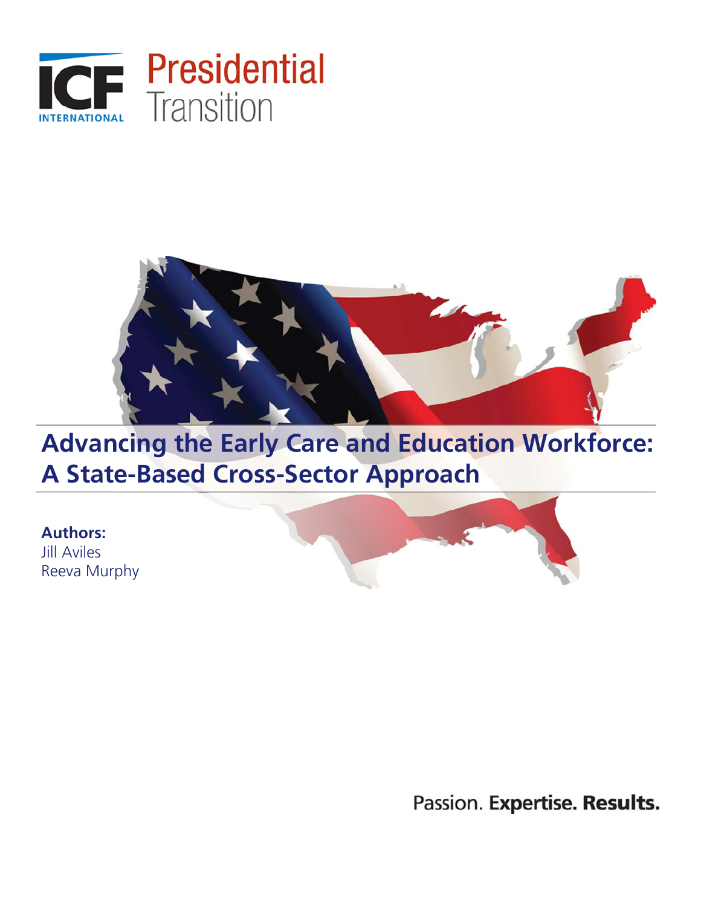ICF INTERNATIONAL

Presidential Transition

# Advancing the Early Care and Education Workforce: A State-Based Cross-Sector Approach

**Authors:**
Jill Aviles
Reeva Murphy

Passion. **Expertise. Results.**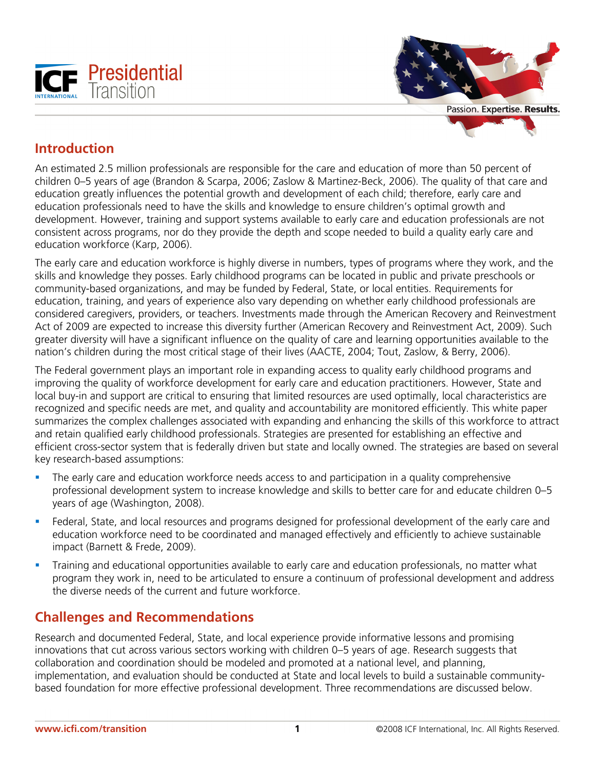## Introduction

An estimated 2.5 million professionals are responsible for the care and education of more than 50 percent of children 0–5 years of age (Brandon & Scarpa, 2006; Zaslow & Martinez-Beck, 2006). The quality of that care and education greatly influences the potential growth and development of each child; therefore, early care and education professionals need to have the skills and knowledge to ensure children's optimal growth and development. However, training and support systems available to early care and education professionals are not consistent across programs, nor do they provide the depth and scope needed to build a quality early care and education workforce (Karp, 2006).

The early care and education workforce is highly diverse in numbers, types of programs where they work, and the skills and knowledge they posses. Early childhood programs can be located in public and private preschools or community-based organizations, and may be funded by Federal, State, or local entities. Requirements for education, training, and years of experience also vary depending on whether early childhood professionals are considered caregivers, providers, or teachers. Investments made through the American Recovery and Reinvestment Act of 2009 are expected to increase this diversity further (American Recovery and Reinvestment Act, 2009). Such greater diversity will have a significant influence on the quality of care and learning opportunities available to the nation's children during the most critical stage of their lives (AACTE, 2004; Tout, Zaslow, & Berry, 2006).

The Federal government plays an important role in expanding access to quality early childhood programs and improving the quality of workforce development for early care and education practitioners. However, State and local buy-in and support are critical to ensuring that limited resources are used optimally, local characteristics are recognized and specific needs are met, and quality and accountability are monitored efficiently. This white paper summarizes the complex challenges associated with expanding and enhancing the skills of this workforce to attract and retain qualified early childhood professionals. Strategies are presented for establishing an effective and efficient cross-sector system that is federally driven but state and locally owned. The strategies are based on several key research-based assumptions:

- The early care and education workforce needs access to and participation in a quality comprehensive professional development system to increase knowledge and skills to better care for and educate children 0–5 years of age (Washington, 2008).
- Federal, State, and local resources and programs designed for professional development of the early care and education workforce need to be coordinated and managed effectively and efficiently to achieve sustainable impact (Barnett & Frede, 2009).
- Training and educational opportunities available to early care and education professionals, no matter what program they work in, need to be articulated to ensure a continuum of professional development and address the diverse needs of the current and future workforce.

## Challenges and Recommendations

Research and documented Federal, State, and local experience provide informative lessons and promising innovations that cut across various sectors working with children 0–5 years of age. Research suggests that collaboration and coordination should be modeled and promoted at a national level, and planning, implementation, and evaluation should be conducted at State and local levels to build a sustainable community-based foundation for more effective professional development. Three recommendations are discussed below.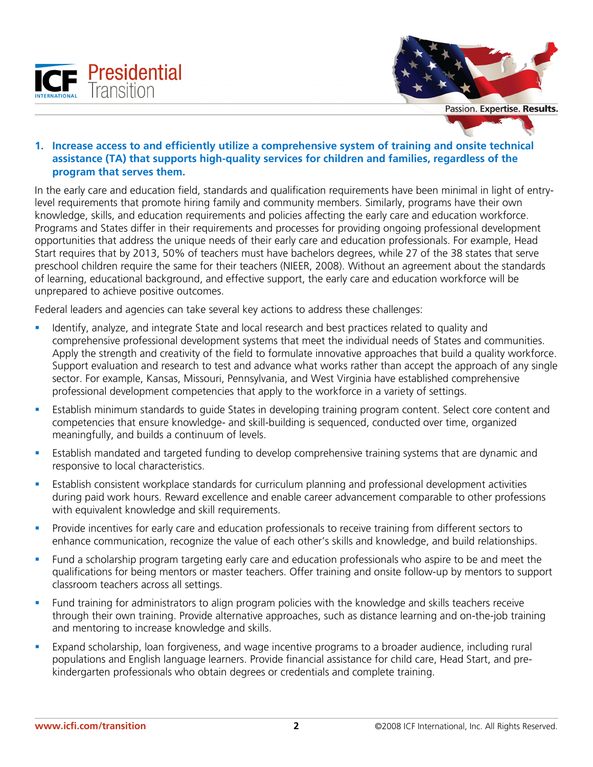1. **Increase access to and efficiently utilize a comprehensive system of training and onsite technical assistance (TA) that supports high-quality services for children and families, regardless of the program that serves them.**

In the early care and education field, standards and qualification requirements have been minimal in light of entry-level requirements that promote hiring family and community members. Similarly, programs have their own knowledge, skills, and education requirements and policies affecting the early care and education workforce. Programs and States differ in their requirements and processes for providing ongoing professional development opportunities that address the unique needs of their early care and education professionals. For example, Head Start requires that by 2013, 50% of teachers must have bachelors degrees, while 27 of the 38 states that serve preschool children require the same for their teachers (NIEER, 2008). Without an agreement about the standards of learning, educational background, and effective support, the early care and education workforce will be unprepared to achieve positive outcomes.

Federal leaders and agencies can take several key actions to address these challenges:

- Identify, analyze, and integrate State and local research and best practices related to quality and comprehensive professional development systems that meet the individual needs of States and communities. Apply the strength and creativity of the field to formulate innovative approaches that build a quality workforce. Support evaluation and research to test and advance what works rather than accept the approach of any single sector. For example, Kansas, Missouri, Pennsylvania, and West Virginia have established comprehensive professional development competencies that apply to the workforce in a variety of settings.
- Establish minimum standards to guide States in developing training program content. Select core content and competencies that ensure knowledge- and skill-building is sequenced, conducted over time, organized meaningfully, and builds a continuum of levels.
- Establish mandated and targeted funding to develop comprehensive training systems that are dynamic and responsive to local characteristics.
- Establish consistent workplace standards for curriculum planning and professional development activities during paid work hours. Reward excellence and enable career advancement comparable to other professions with equivalent knowledge and skill requirements.
- Provide incentives for early care and education professionals to receive training from different sectors to enhance communication, recognize the value of each other's skills and knowledge, and build relationships.
- Fund a scholarship program targeting early care and education professionals who aspire to be and meet the qualifications for being mentors or master teachers. Offer training and onsite follow-up by mentors to support classroom teachers across all settings.
- Fund training for administrators to align program policies with the knowledge and skills teachers receive through their own training. Provide alternative approaches, such as distance learning and on-the-job training and mentoring to increase knowledge and skills.
- Expand scholarship, loan forgiveness, and wage incentive programs to a broader audience, including rural populations and English language learners. Provide financial assistance for child care, Head Start, and pre-kindergarten professionals who obtain degrees or credentials and complete training.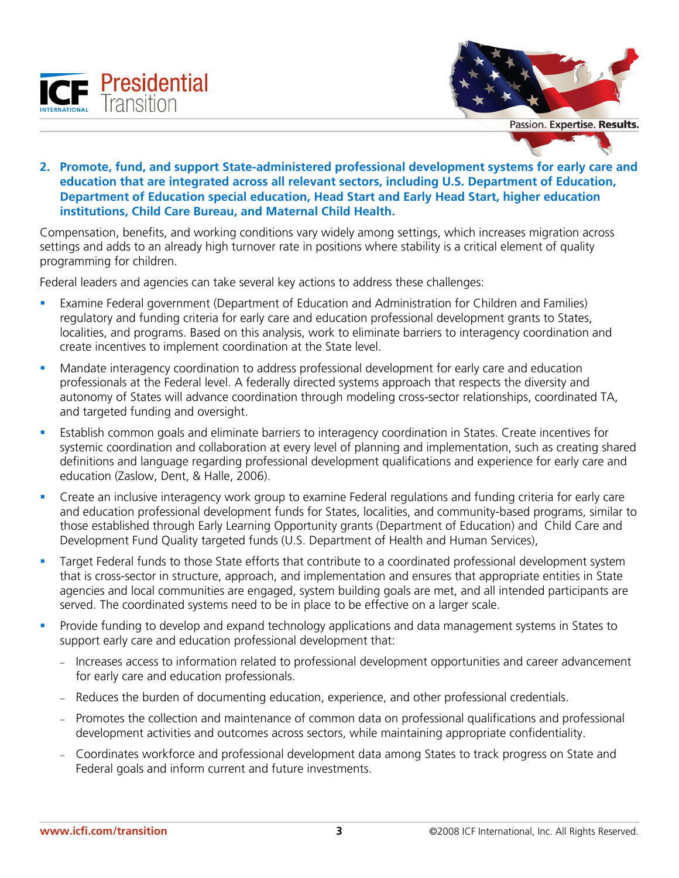2. **Promote, fund, and support State-administered professional development systems for early care and education that are integrated across all relevant sectors, including U.S. Department of Education, Department of Education special education, Head Start and Early Head Start, higher education institutions, Child Care Bureau, and Maternal Child Health.**

Compensation, benefits, and working conditions vary widely among settings, which increases migration across settings and adds to an already high turnover rate in positions where stability is a critical element of quality programming for children.

Federal leaders and agencies can take several key actions to address these challenges:

- Examine Federal government (Department of Education and Administration for Children and Families) regulatory and funding criteria for early care and education professional development grants to States, localities, and programs. Based on this analysis, work to eliminate barriers to interagency coordination and create incentives to implement coordination at the State level.
- Mandate interagency coordination to address professional development for early care and education professionals at the Federal level. A federally directed systems approach that respects the diversity and autonomy of States will advance coordination through modeling cross-sector relationships, coordinated TA, and targeted funding and oversight.
- Establish common goals and eliminate barriers to interagency coordination in States. Create incentives for systemic coordination and collaboration at every level of planning and implementation, such as creating shared definitions and language regarding professional development qualifications and experience for early care and education (Zaslow, Dent, & Halle, 2006).
- Create an inclusive interagency work group to examine Federal regulations and funding criteria for early care and education professional development funds for States, localities, and community-based programs, similar to those established through Early Learning Opportunity grants (Department of Education) and Child Care and Development Fund Quality targeted funds (U.S. Department of Health and Human Services),
- Target Federal funds to those State efforts that contribute to a coordinated professional development system that is cross-sector in structure, approach, and implementation and ensures that appropriate entities in State agencies and local communities are engaged, system building goals are met, and all intended participants are served. The coordinated systems need to be in place to be effective on a larger scale.
- Provide funding to develop and expand technology applications and data management systems in States to support early care and education professional development that:
  - Increases access to information related to professional development opportunities and career advancement for early care and education professionals.
  - Reduces the burden of documenting education, experience, and other professional credentials.
  - Promotes the collection and maintenance of common data on professional qualifications and professional development activities and outcomes across sectors, while maintaining appropriate confidentiality.
  - Coordinates workforce and professional development data among States to track progress on State and Federal goals and inform current and future investments.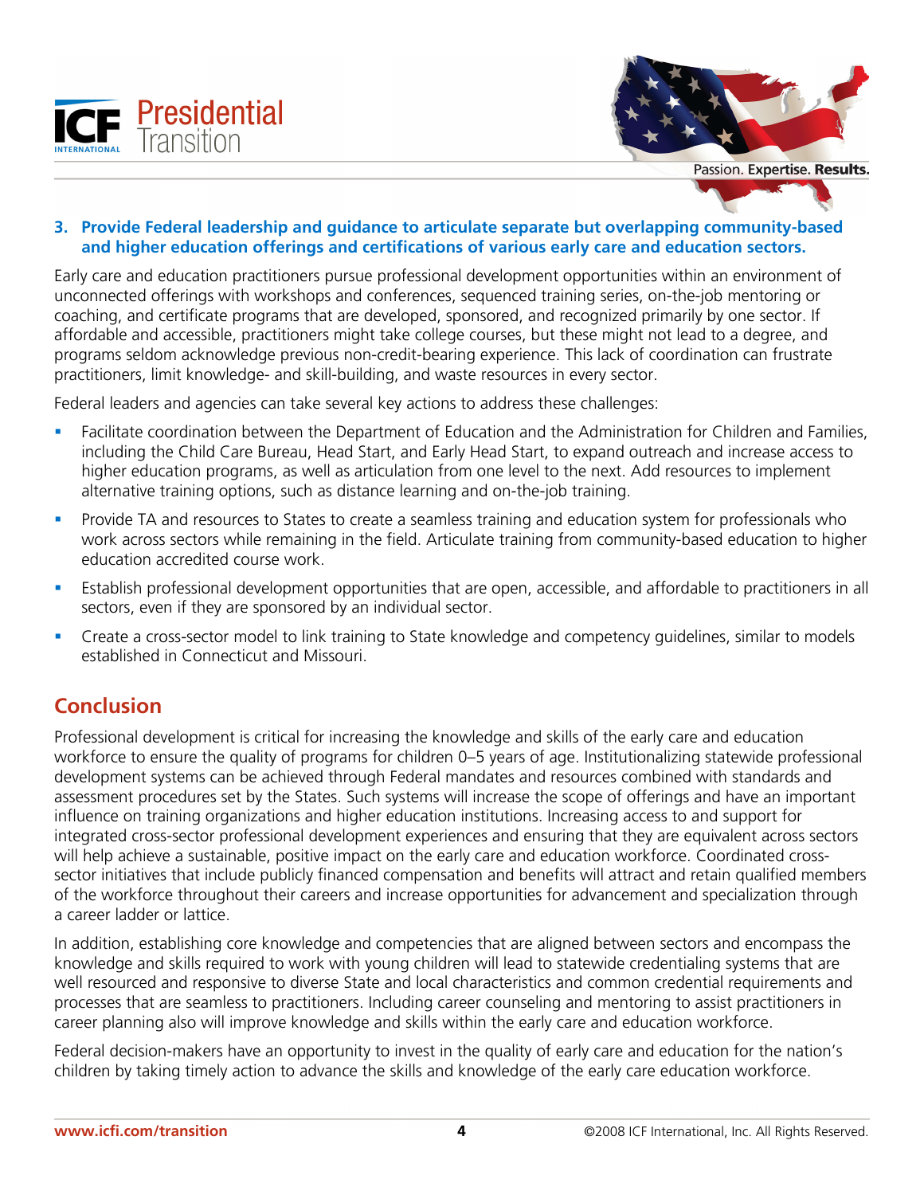### 3. Provide Federal leadership and guidance to articulate separate but overlapping community-based and higher education offerings and certifications of various early care and education sectors.

Early care and education practitioners pursue professional development opportunities within an environment of unconnected offerings with workshops and conferences, sequenced training series, on-the-job mentoring or coaching, and certificate programs that are developed, sponsored, and recognized primarily by one sector. If affordable and accessible, practitioners might take college courses, but these might not lead to a degree, and programs seldom acknowledge previous non-credit-bearing experience. This lack of coordination can frustrate practitioners, limit knowledge- and skill-building, and waste resources in every sector.

Federal leaders and agencies can take several key actions to address these challenges:

- Facilitate coordination between the Department of Education and the Administration for Children and Families, including the Child Care Bureau, Head Start, and Early Head Start, to expand outreach and increase access to higher education programs, as well as articulation from one level to the next. Add resources to implement alternative training options, such as distance learning and on-the-job training.
- Provide TA and resources to States to create a seamless training and education system for professionals who work across sectors while remaining in the field. Articulate training from community-based education to higher education accredited course work.
- Establish professional development opportunities that are open, accessible, and affordable to practitioners in all sectors, even if they are sponsored by an individual sector.
- Create a cross-sector model to link training to State knowledge and competency guidelines, similar to models established in Connecticut and Missouri.

## Conclusion

Professional development is critical for increasing the knowledge and skills of the early care and education workforce to ensure the quality of programs for children 0–5 years of age. Institutionalizing statewide professional development systems can be achieved through Federal mandates and resources combined with standards and assessment procedures set by the States. Such systems will increase the scope of offerings and have an important influence on training organizations and higher education institutions. Increasing access to and support for integrated cross-sector professional development experiences and ensuring that they are equivalent across sectors will help achieve a sustainable, positive impact on the early care and education workforce. Coordinated cross-sector initiatives that include publicly financed compensation and benefits will attract and retain qualified members of the workforce throughout their careers and increase opportunities for advancement and specialization through a career ladder or lattice.

In addition, establishing core knowledge and competencies that are aligned between sectors and encompass the knowledge and skills required to work with young children will lead to statewide credentialing systems that are well resourced and responsive to diverse State and local characteristics and common credential requirements and processes that are seamless to practitioners. Including career counseling and mentoring to assist practitioners in career planning also will improve knowledge and skills within the early care and education workforce.

Federal decision-makers have an opportunity to invest in the quality of early care and education for the nation's children by taking timely action to advance the skills and knowledge of the early care education workforce.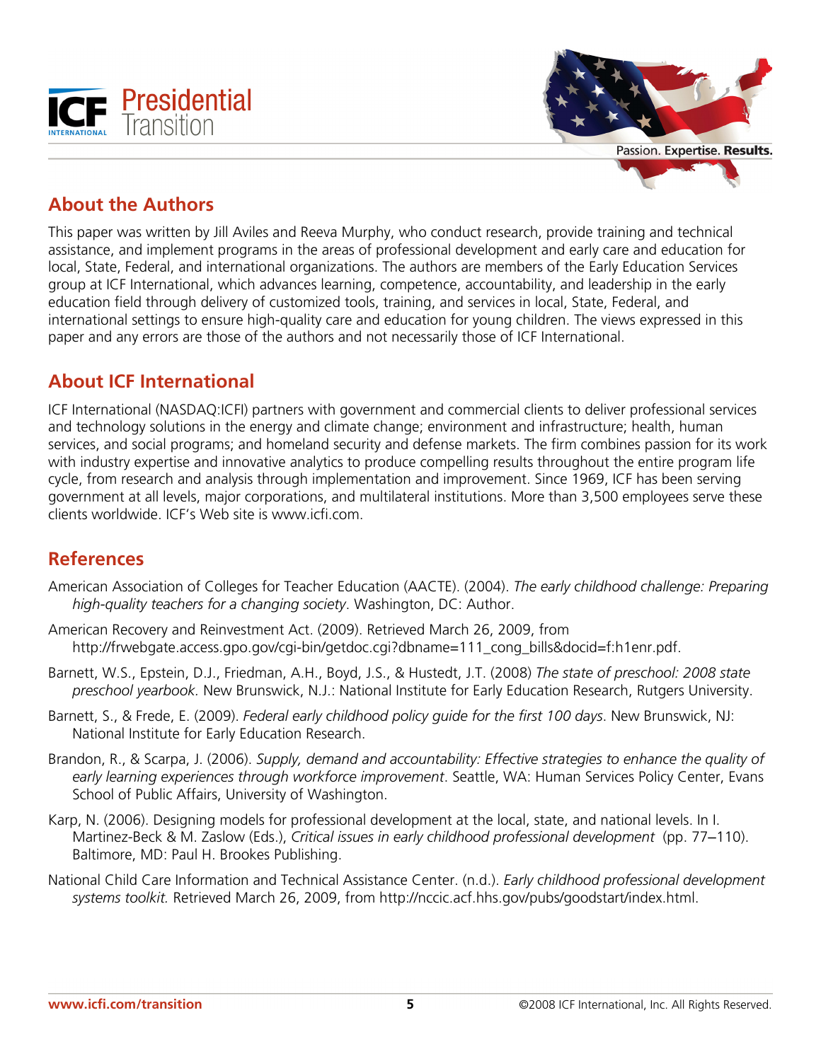## About the Authors

This paper was written by Jill Aviles and Reeva Murphy, who conduct research, provide training and technical assistance, and implement programs in the areas of professional development and early care and education for local, State, Federal, and international organizations. The authors are members of the Early Education Services group at ICF International, which advances learning, competence, accountability, and leadership in the early education field through delivery of customized tools, training, and services in local, State, Federal, and international settings to ensure high-quality care and education for young children. The views expressed in this paper and any errors are those of the authors and not necessarily those of ICF International.

## About ICF International

ICF International (NASDAQ:ICFI) partners with government and commercial clients to deliver professional services and technology solutions in the energy and climate change; environment and infrastructure; health, human services, and social programs; and homeland security and defense markets. The firm combines passion for its work with industry expertise and innovative analytics to produce compelling results throughout the entire program life cycle, from research and analysis through implementation and improvement. Since 1969, ICF has been serving government at all levels, major corporations, and multilateral institutions. More than 3,500 employees serve these clients worldwide. ICF's Web site is www.icfi.com.

## References

American Association of Colleges for Teacher Education (AACTE). (2004). *The early childhood challenge: Preparing high-quality teachers for a changing society*. Washington, DC: Author.

American Recovery and Reinvestment Act. (2009). Retrieved March 26, 2009, from http://frwebgate.access.gpo.gov/cgi-bin/getdoc.cgi?dbname=111_cong_bills&docid=f:h1enr.pdf.

Barnett, W.S., Epstein, D.J., Friedman, A.H., Boyd, J.S., & Hustedt, J.T. (2008) *The state of preschool: 2008 state preschool yearbook*. New Brunswick, N.J.: National Institute for Early Education Research, Rutgers University.

Barnett, S., & Frede, E. (2009). *Federal early childhood policy guide for the first 100 days*. New Brunswick, NJ: National Institute for Early Education Research.

Brandon, R., & Scarpa, J. (2006). *Supply, demand and accountability: Effective strategies to enhance the quality of early learning experiences through workforce improvement*. Seattle, WA: Human Services Policy Center, Evans School of Public Affairs, University of Washington.

Karp, N. (2006). Designing models for professional development at the local, state, and national levels. In I. Martinez-Beck & M. Zaslow (Eds.), *Critical issues in early childhood professional development* (pp. 77–110). Baltimore, MD: Paul H. Brookes Publishing.

National Child Care Information and Technical Assistance Center. (n.d.). *Early childhood professional development systems toolkit.* Retrieved March 26, 2009, from http://nccic.acf.hhs.gov/pubs/goodstart/index.html.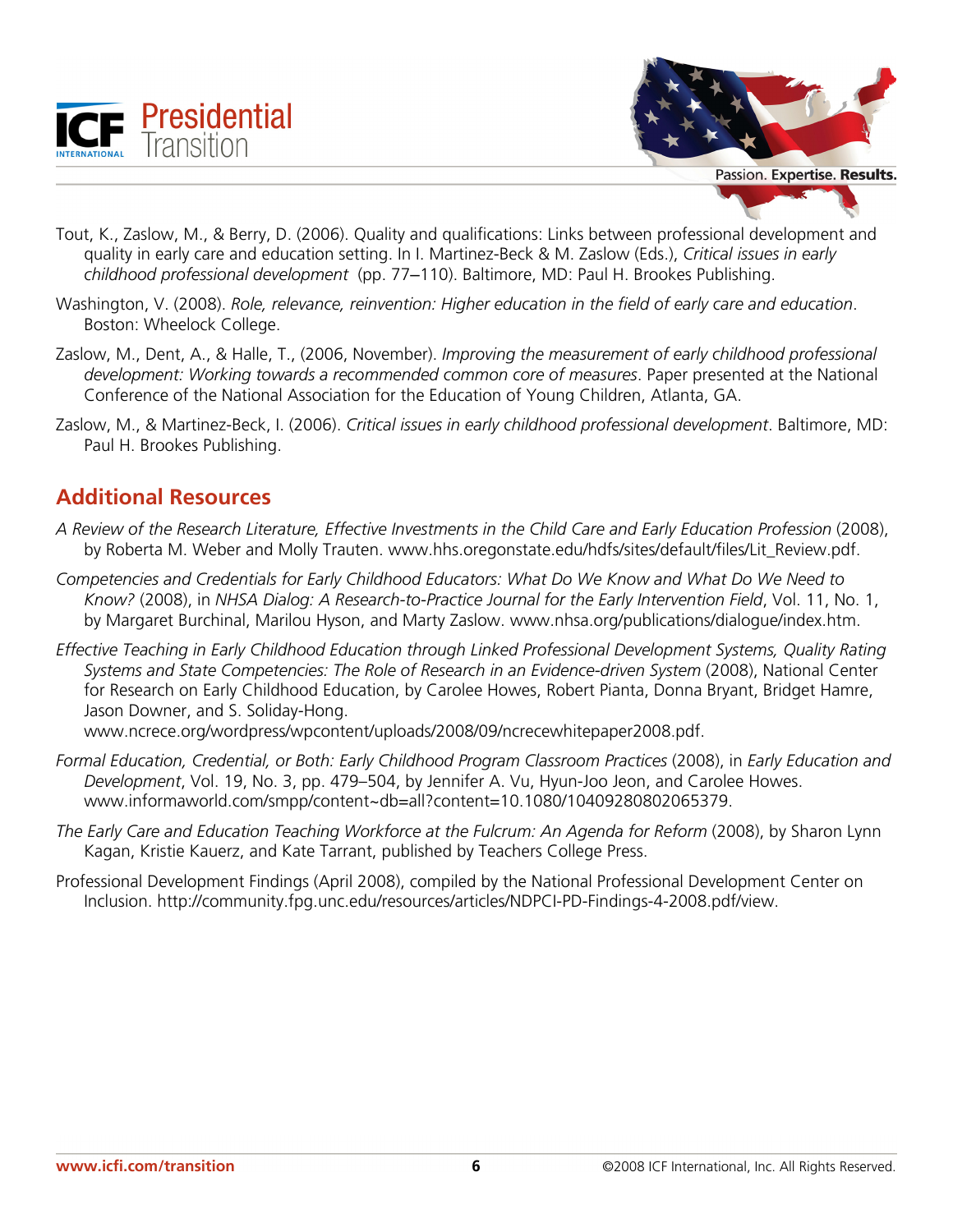Tout, K., Zaslow, M., & Berry, D. (2006). Quality and qualifications: Links between professional development and quality in early care and education setting. In I. Martinez-Beck & M. Zaslow (Eds.), *Critical issues in early childhood professional development* (pp. 77–110). Baltimore, MD: Paul H. Brookes Publishing.

Washington, V. (2008). *Role, relevance, reinvention: Higher education in the field of early care and education*. Boston: Wheelock College.

Zaslow, M., Dent, A., & Halle, T., (2006, November). *Improving the measurement of early childhood professional development: Working towards a recommended common core of measures*. Paper presented at the National Conference of the National Association for the Education of Young Children, Atlanta, GA.

Zaslow, M., & Martinez-Beck, I. (2006). *Critical issues in early childhood professional development*. Baltimore, MD: Paul H. Brookes Publishing.

## Additional Resources

*A Review of the Research Literature, Effective Investments in the Child Care and Early Education Profession* (2008), by Roberta M. Weber and Molly Trauten. www.hhs.oregonstate.edu/hdfs/sites/default/files/Lit_Review.pdf.

*Competencies and Credentials for Early Childhood Educators: What Do We Know and What Do We Need to Know?* (2008), in *NHSA Dialog: A Research-to-Practice Journal for the Early Intervention Field*, Vol. 11, No. 1, by Margaret Burchinal, Marilou Hyson, and Marty Zaslow. www.nhsa.org/publications/dialogue/index.htm.

*Effective Teaching in Early Childhood Education through Linked Professional Development Systems, Quality Rating Systems and State Competencies: The Role of Research in an Evidence-driven System* (2008), National Center for Research on Early Childhood Education, by Carolee Howes, Robert Pianta, Donna Bryant, Bridget Hamre, Jason Downer, and S. Soliday-Hong. www.ncrece.org/wordpress/wpcontent/uploads/2008/09/ncrecewhitepaper2008.pdf.

*Formal Education, Credential, or Both: Early Childhood Program Classroom Practices* (2008), in *Early Education and Development*, Vol. 19, No. 3, pp. 479–504, by Jennifer A. Vu, Hyun-Joo Jeon, and Carolee Howes. www.informaworld.com/smpp/content~db=all?content=10.1080/10409280802065379.

*The Early Care and Education Teaching Workforce at the Fulcrum: An Agenda for Reform* (2008), by Sharon Lynn Kagan, Kristie Kauerz, and Kate Tarrant, published by Teachers College Press.

Professional Development Findings (April 2008), compiled by the National Professional Development Center on Inclusion. http://community.fpg.unc.edu/resources/articles/NDPCI-PD-Findings-4-2008.pdf/view.